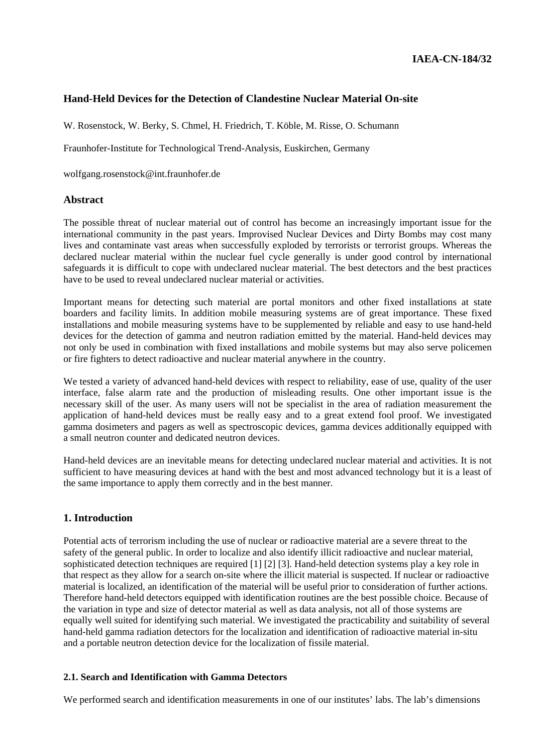**IAEA-CN-184/32**

## Hand-Held Devices for the Detection of Clandestine Nuclear Material On-site

W. Rosenstock, W. Berky, S. Chmel, H. Friedrich, T. Köble, M. Risse, O. Schumann

Fraunhofer-Institute for Technological Trend-Analysis, Euskirchen, Germany

wolfgang.rosenstock@int.fraunhofer.de

### Abstract

The possible threat of nuclear material out of control has become an increasingly important issue for the international community in the past years. Improvised Nuclear Devices and Dirty Bombs may cost many lives and contaminate vast areas when successfully exploded by terrorists or terrorist groups. Whereas the declared nuclear material within the nuclear fuel cycle generally is under good control by international safeguards it is difficult to cope with undeclared nuclear material. The best detectors and the best practices have to be used to reveal undeclared nuclear material or activities.

Important means for detecting such material are portal monitors and other fixed installations at state boarders and facility limits. In addition mobile measuring systems are of great importance. These fixed installations and mobile measuring systems have to be supplemented by reliable and easy to use hand-held devices for the detection of gamma and neutron radiation emitted by the material. Hand-held devices may not only be used in combination with fixed installations and mobile systems but may also serve policemen or fire fighters to detect radioactive and nuclear material anywhere in the country.

We tested a variety of advanced hand-held devices with respect to reliability, ease of use, quality of the user interface, false alarm rate and the production of misleading results. One other important issue is the necessary skill of the user. As many users will not be specialist in the area of radiation measurement the application of hand-held devices must be really easy and to a great extend fool proof. We investigated gamma dosimeters and pagers as well as spectroscopic devices, gamma devices additionally equipped with a small neutron counter and dedicated neutron devices.

Hand-held devices are an inevitable means for detecting undeclared nuclear material and activities. It is not sufficient to have measuring devices at hand with the best and most advanced technology but it is a least of the same importance to apply them correctly and in the best manner.

### 1. Introduction

Potential acts of terrorism including the use of nuclear or radioactive material are a severe threat to the safety of the general public. In order to localize and also identify illicit radioactive and nuclear material, sophisticated detection techniques are required [1] [2] [3]. Hand-held detection systems play a key role in that respect as they allow for a search on-site where the illicit material is suspected. If nuclear or radioactive material is localized, an identification of the material will be useful prior to consideration of further actions. Therefore hand-held detectors equipped with identification routines are the best possible choice. Because of the variation in type and size of detector material as well as data analysis, not all of those systems are equally well suited for identifying such material. We investigated the practicability and suitability of several hand-held gamma radiation detectors for the localization and identification of radioactive material in-situ and a portable neutron detection device for the localization of fissile material.

#### 2.1. Search and Identification with Gamma Detectors

We performed search and identification measurements in one of our institutes' labs. The lab's dimensions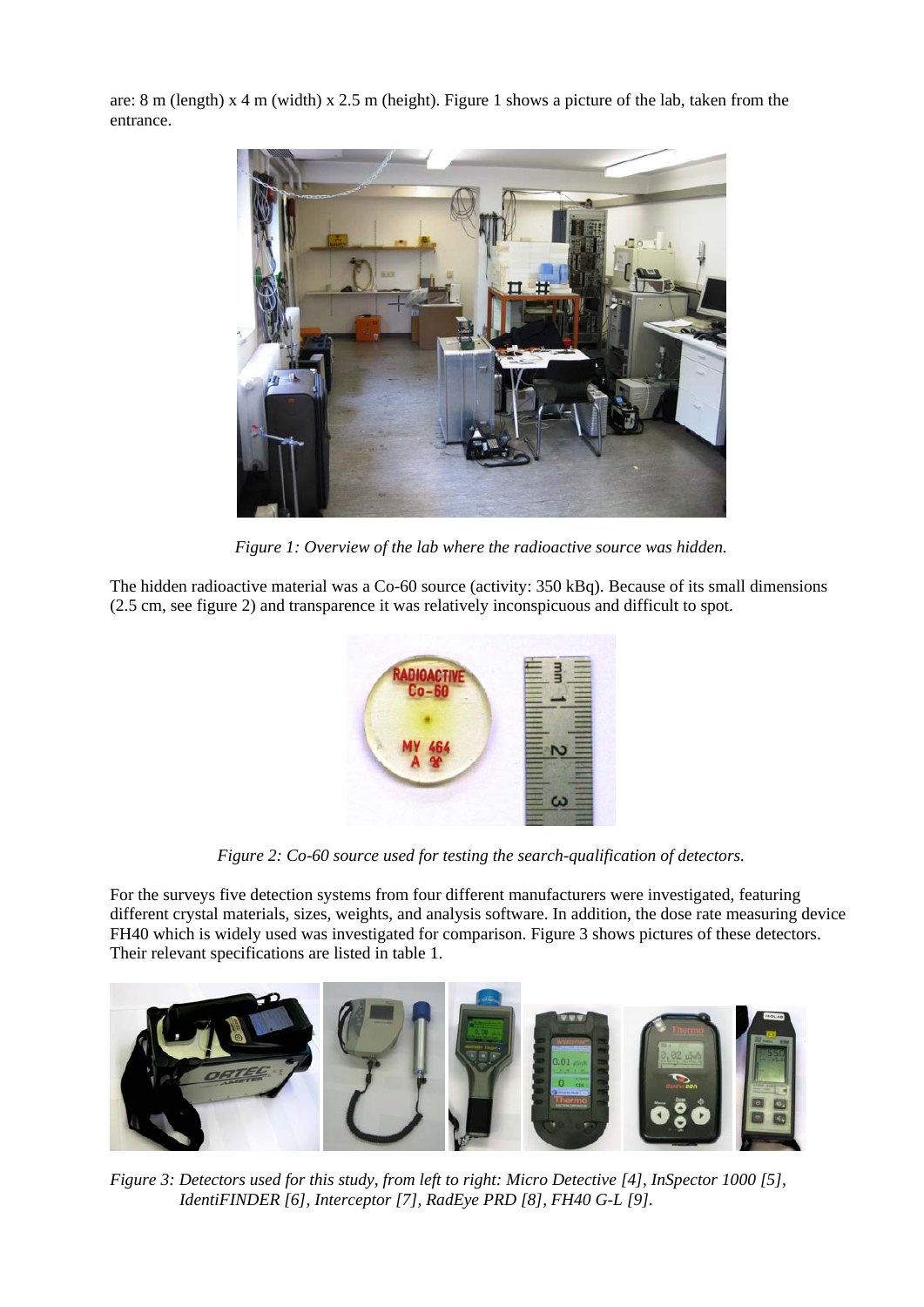are: 8 m (length) x 4 m (width) x 2.5 m (height). Figure 1 shows a picture of the lab, taken from the entrance.

*Figure 1: Overview of the lab where the radioactive source was hidden.*

The hidden radioactive material was a Co-60 source (activity: 350 kBq). Because of its small dimensions (2.5 cm, see figure 2) and transparence it was relatively inconspicuous and difficult to spot.

*Figure 2: Co-60 source used for testing the search-qualification of detectors.*

For the surveys five detection systems from four different manufacturers were investigated, featuring different crystal materials, sizes, weights, and analysis software. In addition, the dose rate measuring device FH40 which is widely used was investigated for comparison. Figure 3 shows pictures of these detectors. Their relevant specifications are listed in table 1.

*Figure 3: Detectors used for this study, from left to right: Micro Detective [4], InSpector 1000 [5], IdentiFINDER [6], Interceptor [7], RadEye PRD [8], FH40 G-L [9].*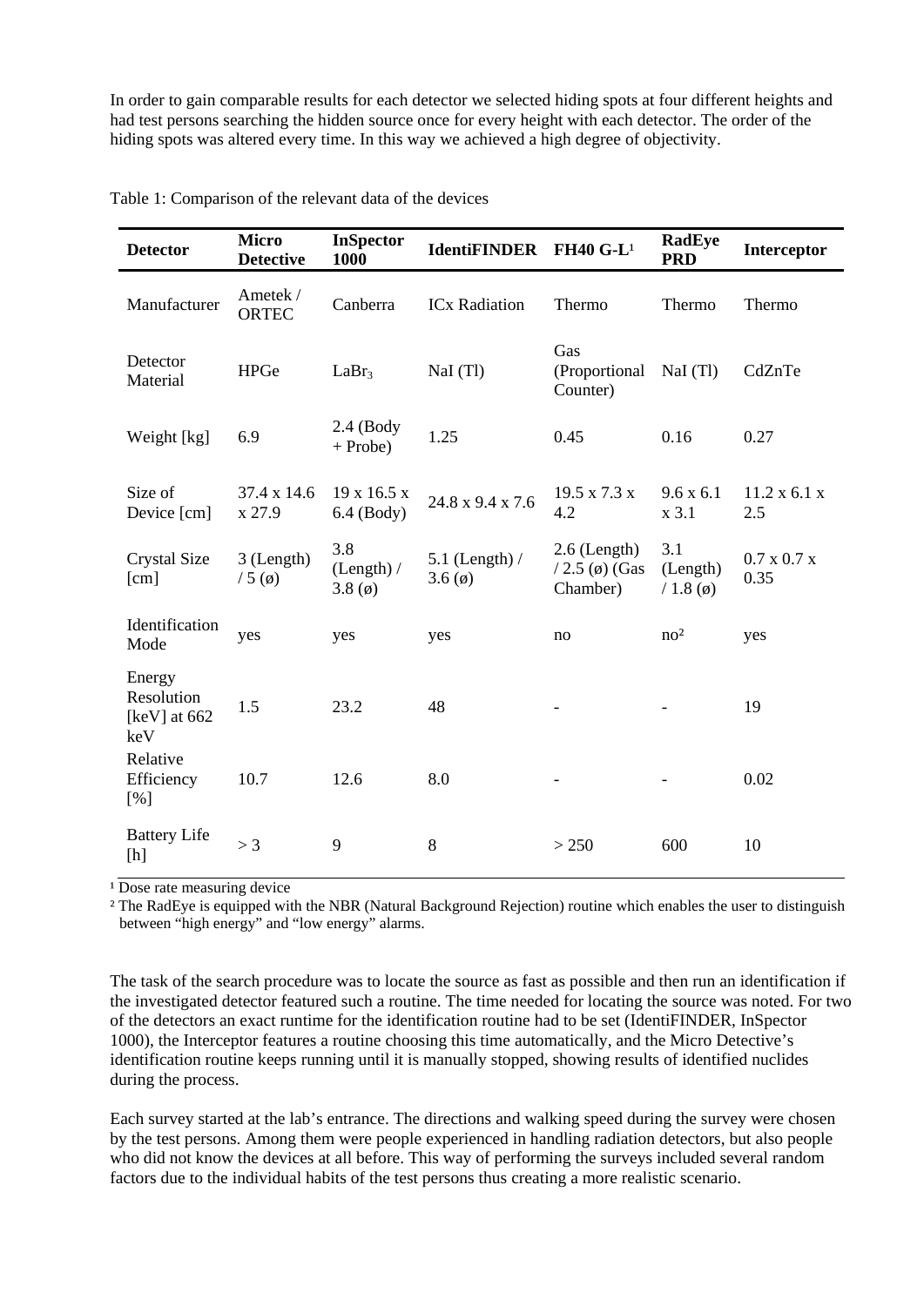In order to gain comparable results for each detector we selected hiding spots at four different heights and had test persons searching the hidden source once for every height with each detector. The order of the hiding spots was altered every time. In this way we achieved a high degree of objectivity.

Table 1: Comparison of the relevant data of the devices

| Detector | Micro Detective | InSpector 1000 | IdentiFINDER | FH40 G-L[1] | RadEye PRD | Interceptor |
|---|---|---|---|---|---|---|
| Manufacturer | Ametek / ORTEC | Canberra | ICx Radiation | Thermo | Thermo | Thermo |
| Detector Material | HPGe | $LaBr_3$ | NaI (Tl) | Gas (Proportional Counter) | NaI (Tl) | CdZnTe |
| Weight [kg] | 6.9 | 2.4 (Body + Probe) | 1.25 | 0.45 | 0.16 | 0.27 |
| Size of Device [cm] | 37.4 x 14.6 x 27.9 | 19 x 16.5 x 6.4 (Body) | 24.8 x 9.4 x 7.6 | 19.5 x 7.3 x 4.2 | 9.6 x 6.1 x 3.1 | 11.2 x 6.1 x 2.5 |
| Crystal Size [cm] | 3 (Length) / 5 (ø) | 3.8 (Length) / 3.8 (ø) | 5.1 (Length) / 3.6 (ø) | 2.6 (Length) / 2.5 (ø) (Gas Chamber) | 3.1 (Length) / 1.8 (ø) | 0.7 x 0.7 x 0.35 |
| Identification Mode | yes | yes | yes | no | no[2] | yes |
| Energy Resolution [keV] at 662 keV | 1.5 | 23.2 | 48 | - | - | 19 |
| Relative Efficiency [%] | 10.7 | 12.6 | 8.0 | - | - | 0.02 |
| Battery Life [h] | > 3 | 9 | 8 | > 250 | 600 | 10 |

[1] Dose rate measuring device

[2] The RadEye is equipped with the NBR (Natural Background Rejection) routine which enables the user to distinguish between "high energy" and "low energy" alarms.

The task of the search procedure was to locate the source as fast as possible and then run an identification if the investigated detector featured such a routine. The time needed for locating the source was noted. For two of the detectors an exact runtime for the identification routine had to be set (IdentiFINDER, InSpector 1000), the Interceptor features a routine choosing this time automatically, and the Micro Detective's identification routine keeps running until it is manually stopped, showing results of identified nuclides during the process.

Each survey started at the lab's entrance. The directions and walking speed during the survey were chosen by the test persons. Among them were people experienced in handling radiation detectors, but also people who did not know the devices at all before. This way of performing the surveys included several random factors due to the individual habits of the test persons thus creating a more realistic scenario.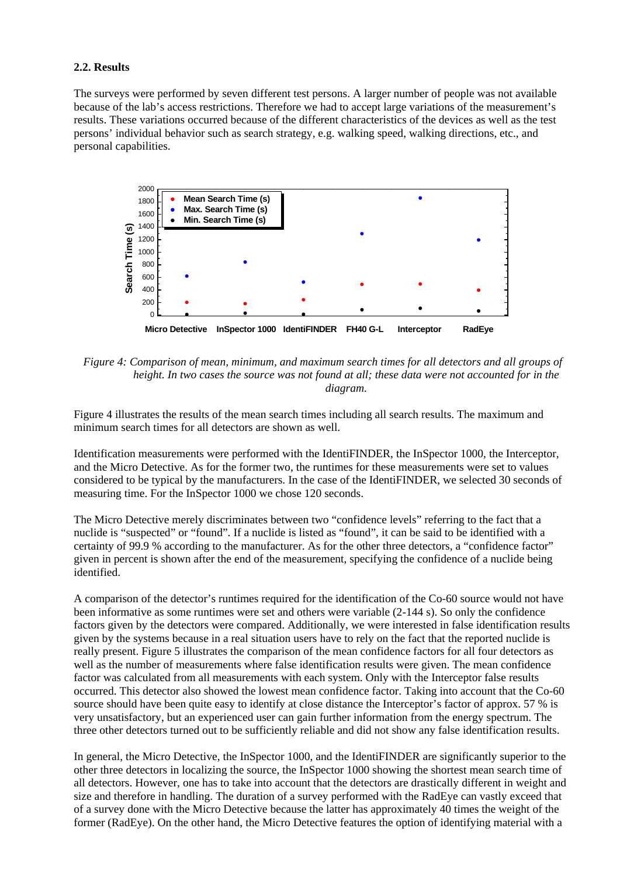### 2.2. Results

The surveys were performed by seven different test persons. A larger number of people was not available because of the lab's access restrictions. Therefore we had to accept large variations of the measurement's results. These variations occurred because of the different characteristics of the devices as well as the test persons' individual behavior such as search strategy, e.g. walking speed, walking directions, etc., and personal capabilities.

*Figure 4: Comparison of mean, minimum, and maximum search times for all detectors and all groups of height. In two cases the source was not found at all; these data were not accounted for in the diagram.*

Figure 4 illustrates the results of the mean search times including all search results. The maximum and minimum search times for all detectors are shown as well.

Identification measurements were performed with the IdentiFINDER, the InSpector 1000, the Interceptor, and the Micro Detective. As for the former two, the runtimes for these measurements were set to values considered to be typical by the manufacturers. In the case of the IdentiFINDER, we selected 30 seconds of measuring time. For the InSpector 1000 we chose 120 seconds.

The Micro Detective merely discriminates between two "confidence levels" referring to the fact that a nuclide is "suspected" or "found". If a nuclide is listed as "found", it can be said to be identified with a certainty of 99.9 % according to the manufacturer. As for the other three detectors, a "confidence factor" given in percent is shown after the end of the measurement, specifying the confidence of a nuclide being identified.

A comparison of the detector's runtimes required for the identification of the Co-60 source would not have been informative as some runtimes were set and others were variable (2-144 s). So only the confidence factors given by the detectors were compared. Additionally, we were interested in false identification results given by the systems because in a real situation users have to rely on the fact that the reported nuclide is really present. Figure 5 illustrates the comparison of the mean confidence factors for all four detectors as well as the number of measurements where false identification results were given. The mean confidence factor was calculated from all measurements with each system. Only with the Interceptor false results occurred. This detector also showed the lowest mean confidence factor. Taking into account that the Co-60 source should have been quite easy to identify at close distance the Interceptor's factor of approx. 57 % is very unsatisfactory, but an experienced user can gain further information from the energy spectrum. The three other detectors turned out to be sufficiently reliable and did not show any false identification results.

In general, the Micro Detective, the InSpector 1000, and the IdentiFINDER are significantly superior to the other three detectors in localizing the source, the InSpector 1000 showing the shortest mean search time of all detectors. However, one has to take into account that the detectors are drastically different in weight and size and therefore in handling. The duration of a survey performed with the RadEye can vastly exceed that of a survey done with the Micro Detective because the latter has approximately 40 times the weight of the former (RadEye). On the other hand, the Micro Detective features the option of identifying material with a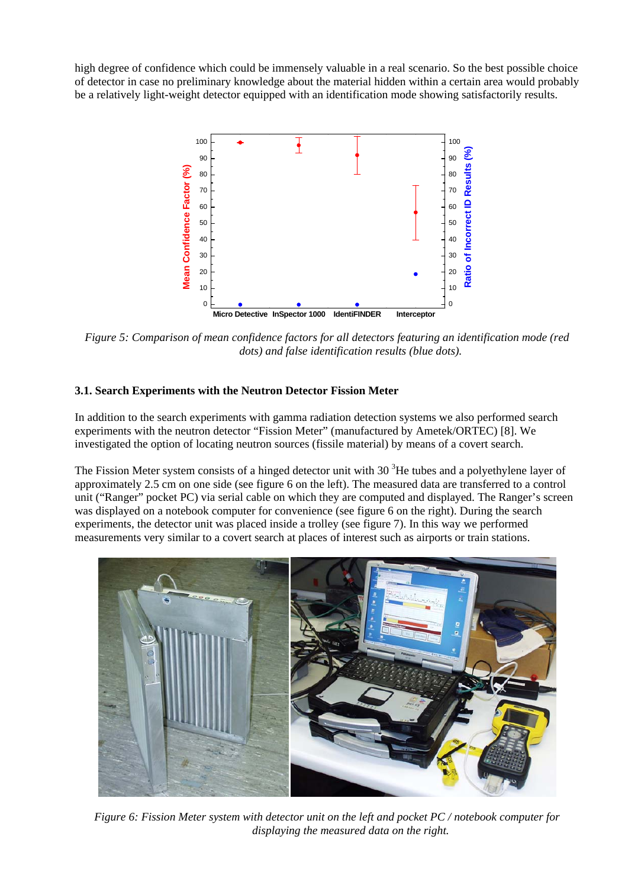high degree of confidence which could be immensely valuable in a real scenario. So the best possible choice of detector in case no preliminary knowledge about the material hidden within a certain area would probably be a relatively light-weight detector equipped with an identification mode showing satisfactorily results.

*Figure 5: Comparison of mean confidence factors for all detectors featuring an identification mode (red dots) and false identification results (blue dots).*

### 3.1. Search Experiments with the Neutron Detector Fission Meter

In addition to the search experiments with gamma radiation detection systems we also performed search experiments with the neutron detector “Fission Meter” (manufactured by Ametek/ORTEC) [8]. We investigated the option of locating neutron sources (fissile material) by means of a covert search.

The Fission Meter system consists of a hinged detector unit with 30 $^{3}$He tubes and a polyethylene layer of approximately 2.5 cm on one side (see figure 6 on the left). The measured data are transferred to a control unit (“Ranger” pocket PC) via serial cable on which they are computed and displayed. The Ranger’s screen was displayed on a notebook computer for convenience (see figure 6 on the right). During the search experiments, the detector unit was placed inside a trolley (see figure 7). In this way we performed measurements very similar to a covert search at places of interest such as airports or train stations.

*Figure 6: Fission Meter system with detector unit on the left and pocket PC / notebook computer for displaying the measured data on the right.*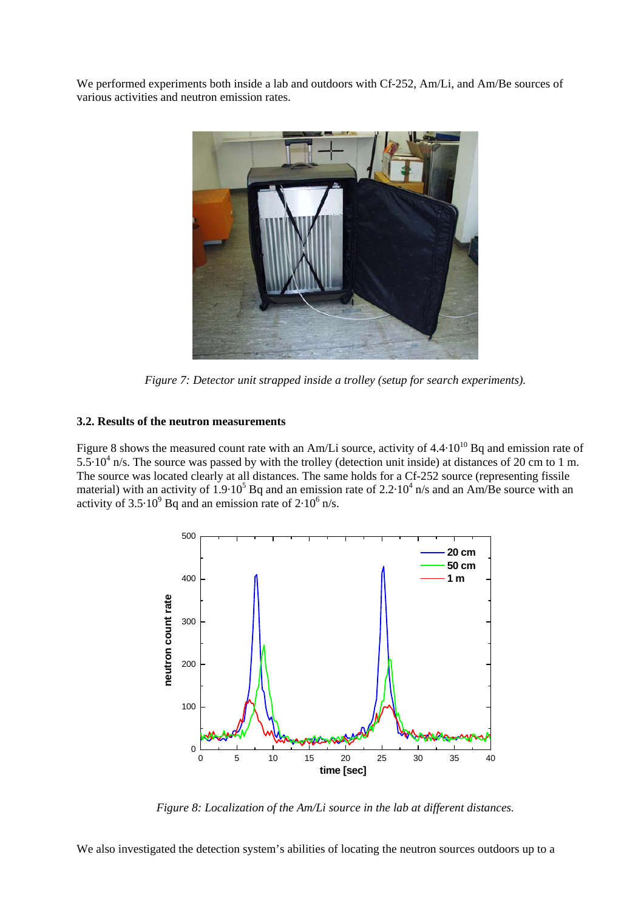We performed experiments both inside a lab and outdoors with Cf-252, Am/Li, and Am/Be sources of various activities and neutron emission rates.

*Figure 7: Detector unit strapped inside a trolley (setup for search experiments).*

### 3.2. Results of the neutron measurements

Figure 8 shows the measured count rate with an Am/Li source, activity of $4.4 \cdot 10^{10}$ Bq and emission rate of $5.5 \cdot 10^{4}$ n/s. The source was passed by with the trolley (detection unit inside) at distances of 20 cm to 1 m. The source was located clearly at all distances. The same holds for a Cf-252 source (representing fissile material) with an activity of $1.9 \cdot 10^{5}$ Bq and an emission rate of $2.2 \cdot 10^{4}$ n/s and an Am/Be source with an activity of $3.5 \cdot 10^{9}$ Bq and an emission rate of $2 \cdot 10^{6}$ n/s.

*Figure 8: Localization of the Am/Li source in the lab at different distances.*

We also investigated the detection system's abilities of locating the neutron sources outdoors up to a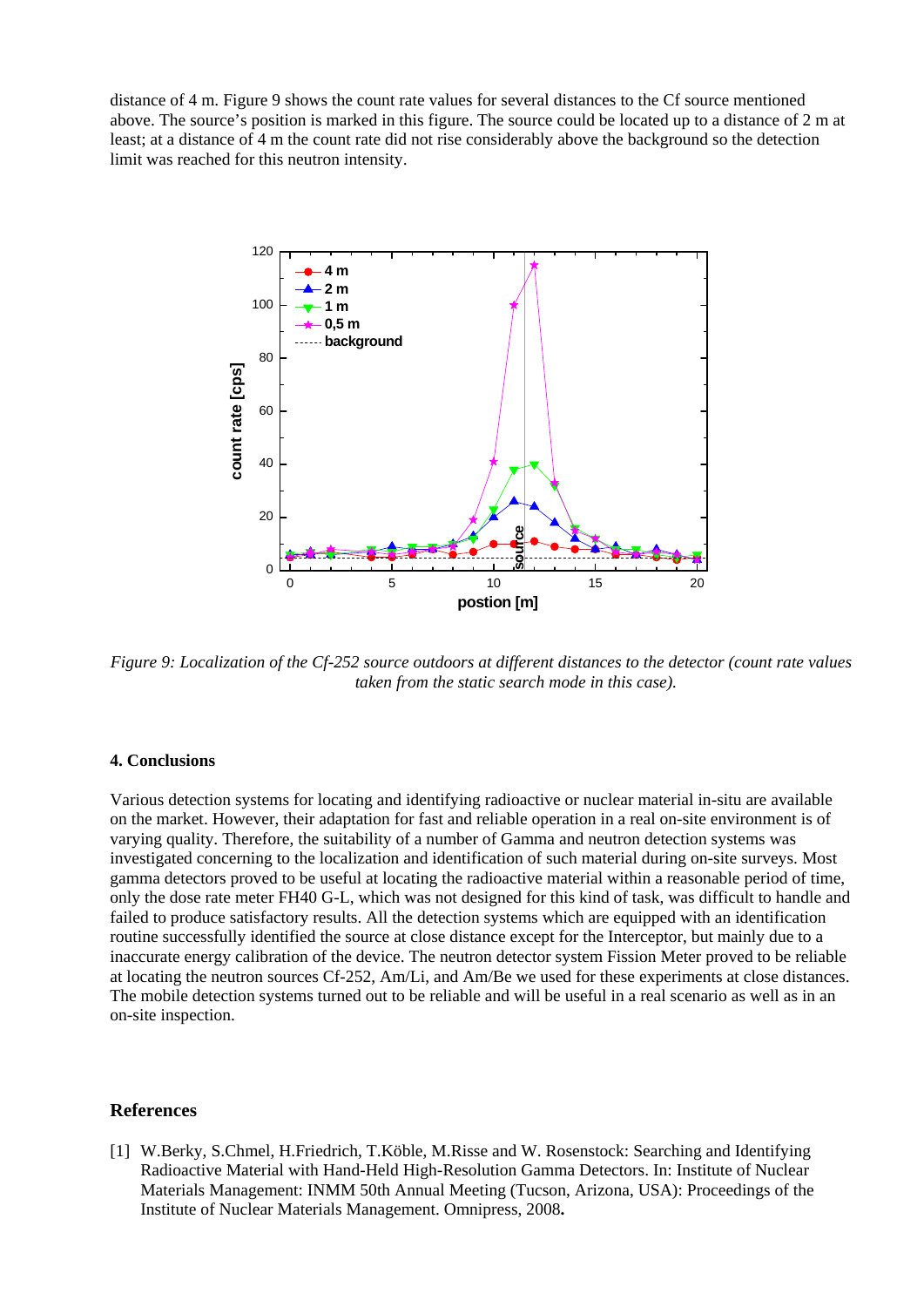distance of 4 m. Figure 9 shows the count rate values for several distances to the Cf source mentioned above. The source's position is marked in this figure. The source could be located up to a distance of 2 m at least; at a distance of 4 m the count rate did not rise considerably above the background so the detection limit was reached for this neutron intensity.

*Figure 9: Localization of the Cf-252 source outdoors at different distances to the detector (count rate values taken from the static search mode in this case).*

#### 4. Conclusions

Various detection systems for locating and identifying radioactive or nuclear material in-situ are available on the market. However, their adaptation for fast and reliable operation in a real on-site environment is of varying quality. Therefore, the suitability of a number of Gamma and neutron detection systems was investigated concerning to the localization and identification of such material during on-site surveys. Most gamma detectors proved to be useful at locating the radioactive material within a reasonable period of time, only the dose rate meter FH40 G-L, which was not designed for this kind of task, was difficult to handle and failed to produce satisfactory results. All the detection systems which are equipped with an identification routine successfully identified the source at close distance except for the Interceptor, but mainly due to a inaccurate energy calibration of the device. The neutron detector system Fission Meter proved to be reliable at locating the neutron sources Cf-252, Am/Li, and Am/Be we used for these experiments at close distances. The mobile detection systems turned out to be reliable and will be useful in a real scenario as well as in an on-site inspection.

### References

[1] W.Berky, S.Chmel, H.Friedrich, T.Köble, M.Risse and W. Rosenstock: Searching and Identifying Radioactive Material with Hand-Held High-Resolution Gamma Detectors. In: Institute of Nuclear Materials Management: INMM 50th Annual Meeting (Tucson, Arizona, USA): Proceedings of the Institute of Nuclear Materials Management. Omnipress, 2008**.**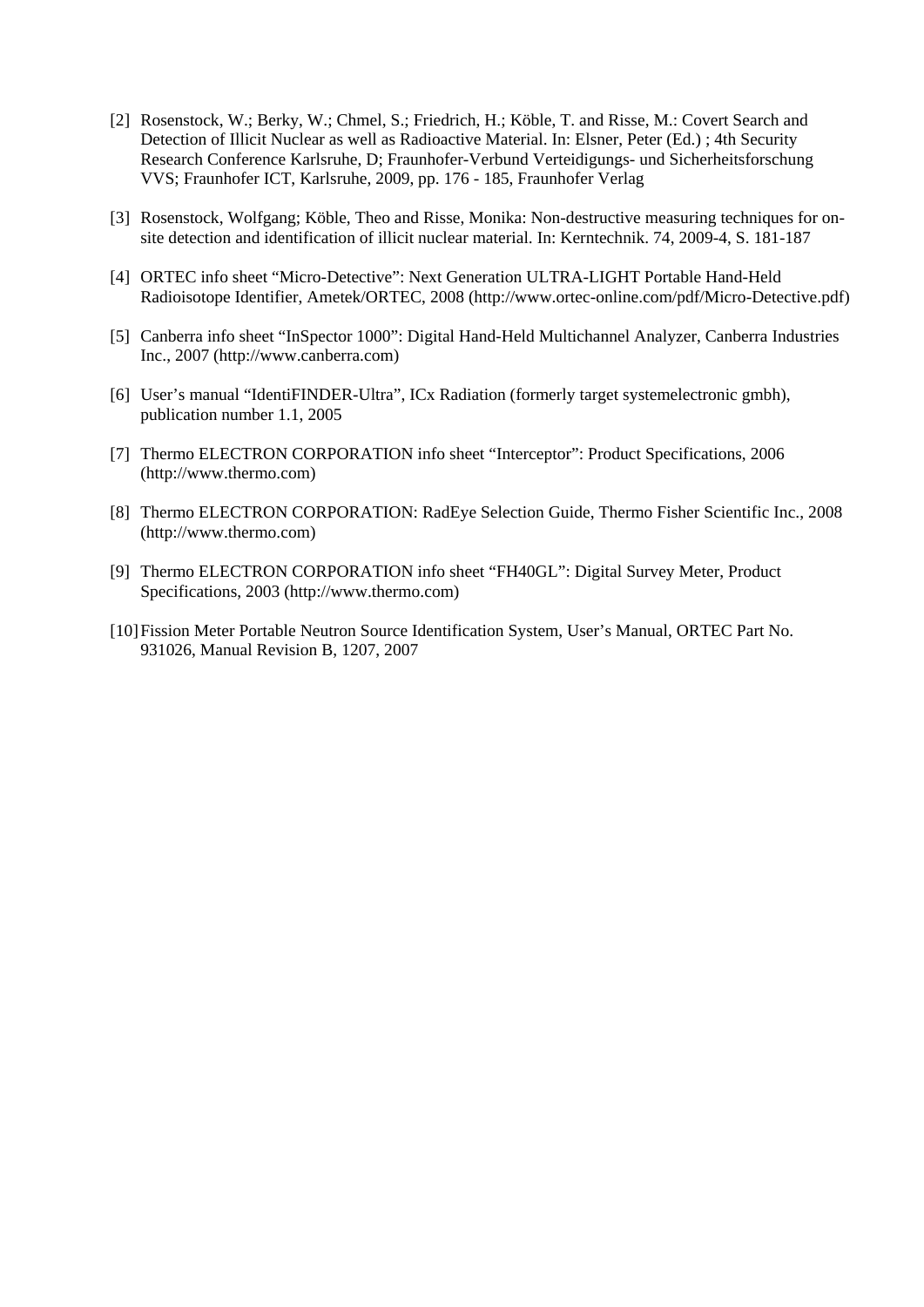[2] Rosenstock, W.; Berky, W.; Chmel, S.; Friedrich, H.; Köble, T. and Risse, M.: Covert Search and Detection of Illicit Nuclear as well as Radioactive Material. In: Elsner, Peter (Ed.) ; 4th Security Research Conference Karlsruhe, D; Fraunhofer-Verbund Verteidigungs- und Sicherheitsforschung VVS; Fraunhofer ICT, Karlsruhe, 2009, pp. 176 - 185, Fraunhofer Verlag

[3] Rosenstock, Wolfgang; Köble, Theo and Risse, Monika: Non-destructive measuring techniques for on-site detection and identification of illicit nuclear material. In: Kerntechnik. 74, 2009-4, S. 181-187

[4] ORTEC info sheet "Micro-Detective": Next Generation ULTRA-LIGHT Portable Hand-Held Radioisotope Identifier, Ametek/ORTEC, 2008 (http://www.ortec-online.com/pdf/Micro-Detective.pdf)

[5] Canberra info sheet "InSpector 1000": Digital Hand-Held Multichannel Analyzer, Canberra Industries Inc., 2007 (http://www.canberra.com)

[6] User's manual "IdentiFINDER-Ultra", ICx Radiation (formerly target systemelectronic gmbh), publication number 1.1, 2005

[7] Thermo ELECTRON CORPORATION info sheet "Interceptor": Product Specifications, 2006 (http://www.thermo.com)

[8] Thermo ELECTRON CORPORATION: RadEye Selection Guide, Thermo Fisher Scientific Inc., 2008 (http://www.thermo.com)

[9] Thermo ELECTRON CORPORATION info sheet "FH40GL": Digital Survey Meter, Product Specifications, 2003 (http://www.thermo.com)

[10] Fission Meter Portable Neutron Source Identification System, User's Manual, ORTEC Part No. 931026, Manual Revision B, 1207, 2007